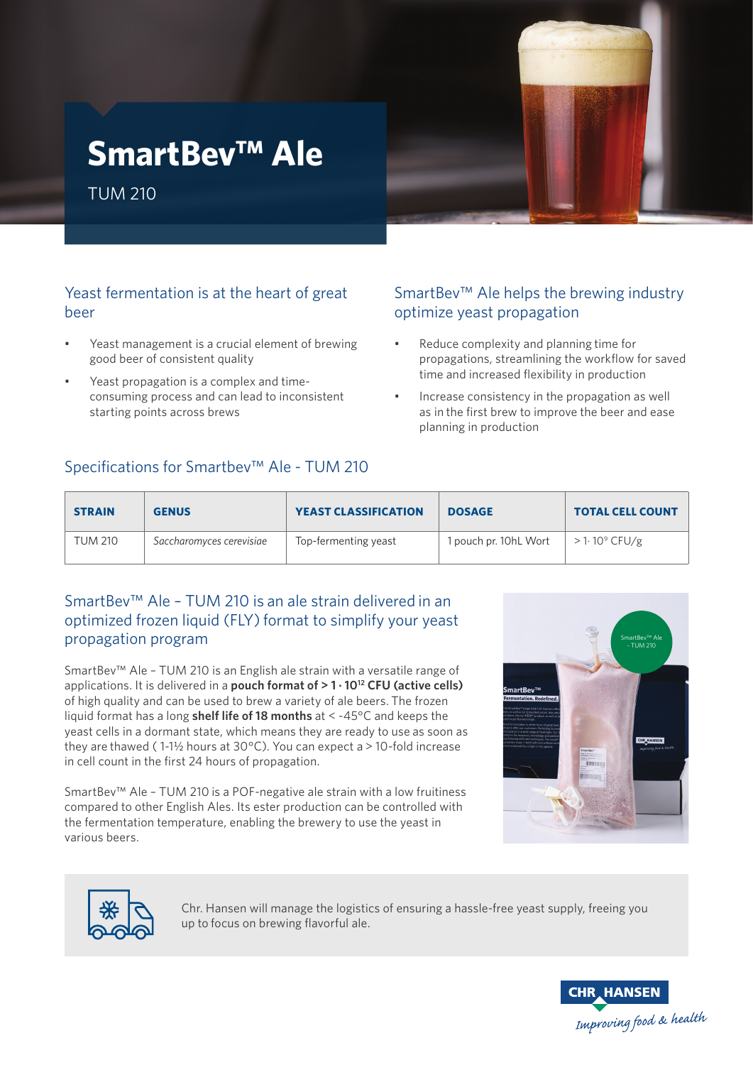# SmartBev™ Ale

TUM 210

## Yeast fermentation is at the heart of great beer

- Yeast management is a crucial element of brewing good beer of consistent quality
- Yeast propagation is a complex and time-consuming process and can lead to inconsistent starting points across brews

## SmartBev™ Ale helps the brewing industry optimize yeast propagation

- Reduce complexity and planning time for propagations, streamlining the workflow for saved time and increased flexibility in production
- Increase consistency in the propagation as well as in the first brew to improve the beer and ease planning in production

## Specifications for Smartbev™ Ale - TUM 210

| STRAIN | GENUS | YEAST CLASSIFICATION | DOSAGE | TOTAL CELL COUNT |
|---|---|---|---|---|
| TUM 210 | *Saccharomyces cerevisiae* | Top-fermenting yeast | 1 pouch pr. 10hL Wort | $> 1 \cdot 10^9$ CFU/g |

## SmartBev™ Ale – TUM 210 is an ale strain delivered in an optimized frozen liquid (FLY) format to simplify your yeast propagation program

SmartBev™ Ale – TUM 210 is an English ale strain with a versatile range of applications. It is delivered in a **pouch format of $> 1 \cdot 10^{12}$ CFU (active cells)** of high quality and can be used to brew a variety of ale beers. The frozen liquid format has a long **shelf life of 18 months** at < -45°C and keeps the yeast cells in a dormant state, which means they are ready to use as soon as they are thawed ( 1-1½ hours at 30°C). You can expect a > 10-fold increase in cell count in the first 24 hours of propagation.

SmartBev™ Ale – TUM 210 is a POF-negative ale strain with a low fruitiness compared to other English Ales. Its ester production can be controlled with the fermentation temperature, enabling the brewery to use the yeast in various beers.

Chr. Hansen will manage the logistics of ensuring a hassle-free yeast supply, freeing you up to focus on brewing flavorful ale.

CHR HANSEN
*Improving food & health*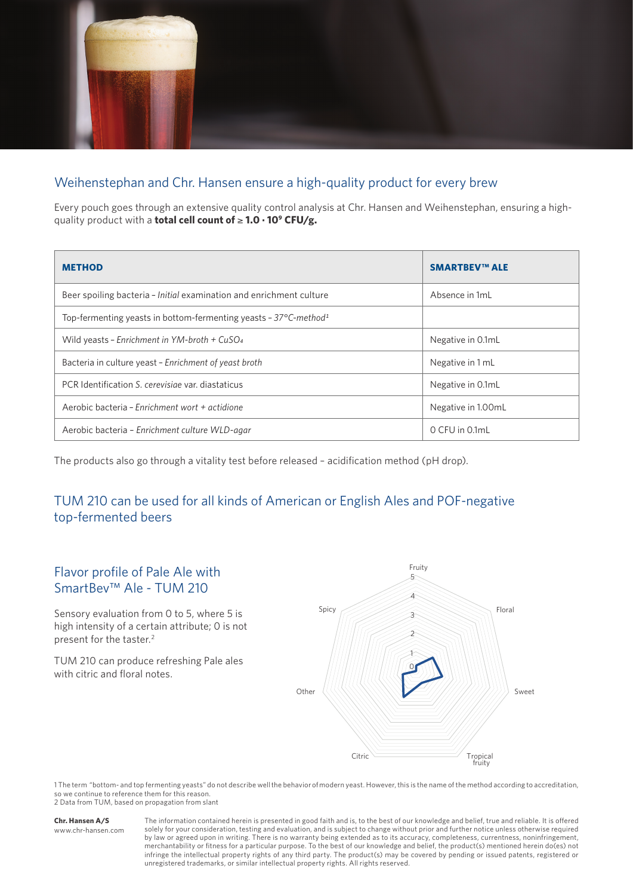## Weihenstephan and Chr. Hansen ensure a high-quality product for every brew

Every pouch goes through an extensive quality control analysis at Chr. Hansen and Weihenstephan, ensuring a high-quality product with a **total cell count of ≥ $1.0 \cdot 10^9$ CFU/g.**

| **METHOD** | **SMARTBEV™ ALE** |
|---|---|
| Beer spoiling bacteria – *Initial* examination and enrichment culture | Absence in 1mL |
| Top-fermenting yeasts in bottom-fermenting yeasts – *37°C-method*[1] | |
| Wild yeasts – *Enrichment in YM-broth + $CuSO_4$* | Negative in 0.1mL |
| Bacteria in culture yeast – *Enrichment of yeast broth* | Negative in 1 mL |
| PCR Identification *S. cerevisiae* var. diastaticus | Negative in 0.1mL |
| Aerobic bacteria – *Enrichment wort + actidione* | Negative in 1.00mL |
| Aerobic bacteria – *Enrichment culture WLD-agar* | 0 CFU in 0.1mL |

The products also go through a vitality test before released – acidification method (pH drop).

## TUM 210 can be used for all kinds of American or English Ales and POF-negative top-fermented beers

### Flavor profile of Pale Ale with SmartBev™ Ale - TUM 210

Sensory evaluation from 0 to 5, where 5 is high intensity of a certain attribute; 0 is not present for the taster.[2]

TUM 210 can produce refreshing Pale ales with citric and floral notes.

Fruity
5
4
3
2
1
0
Floral
Sweet
Tropical fruity
Citric
Other
Spicy

1 The term "bottom- and top fermenting yeasts" do not describe well the behavior of modern yeast. However, this is the name of the method according to accreditation, so we continue to reference them for this reason.
2 Data from TUM, based on propagation from slant

**Chr. Hansen A/S**
www.chr-hansen.com

The information contained herein is presented in good faith and is, to the best of our knowledge and belief, true and reliable. It is offered solely for your consideration, testing and evaluation, and is subject to change without prior and further notice unless otherwise required by law or agreed upon in writing. There is no warranty being extended as to its accuracy, completeness, currentness, noninfringement, merchantability or fitness for a particular purpose. To the best of our knowledge and belief, the product(s) mentioned herein do(es) not infringe the intellectual property rights of any third party. The product(s) may be covered by pending or issued patents, registered or unregistered trademarks, or similar intellectual property rights. All rights reserved.